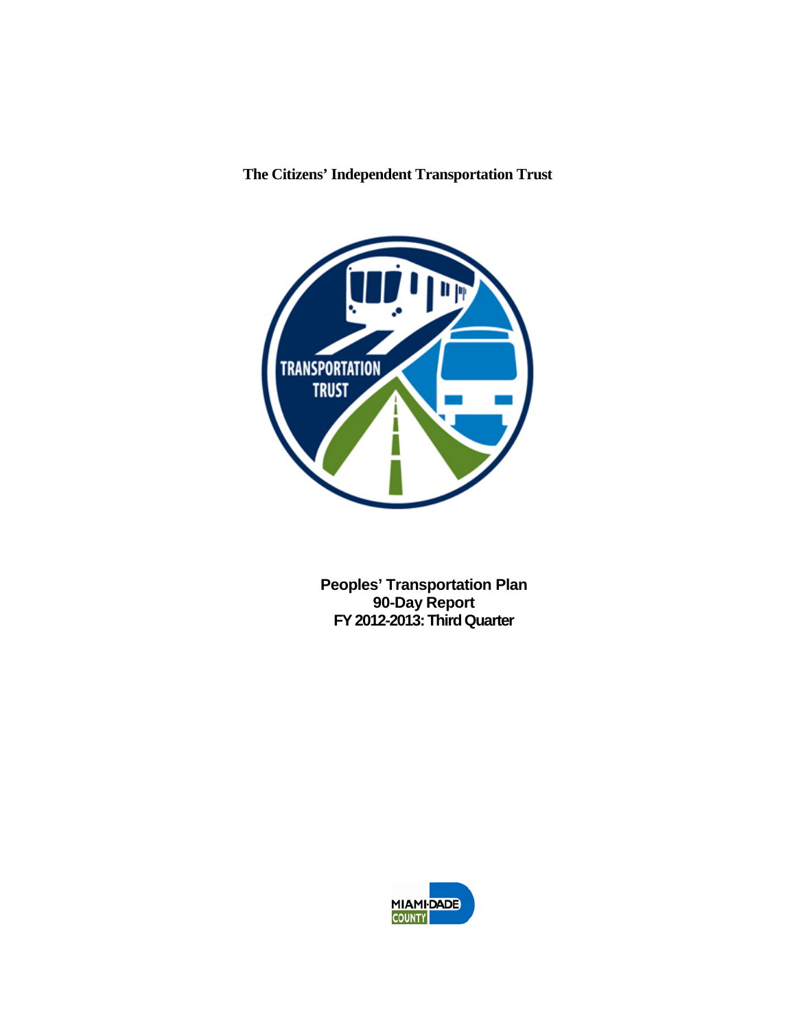**The Citizens' Independent Transportation Trust**

**Peoples' Transportation Plan**
**90-Day Report**
**FY 2012-2013: Third Quarter**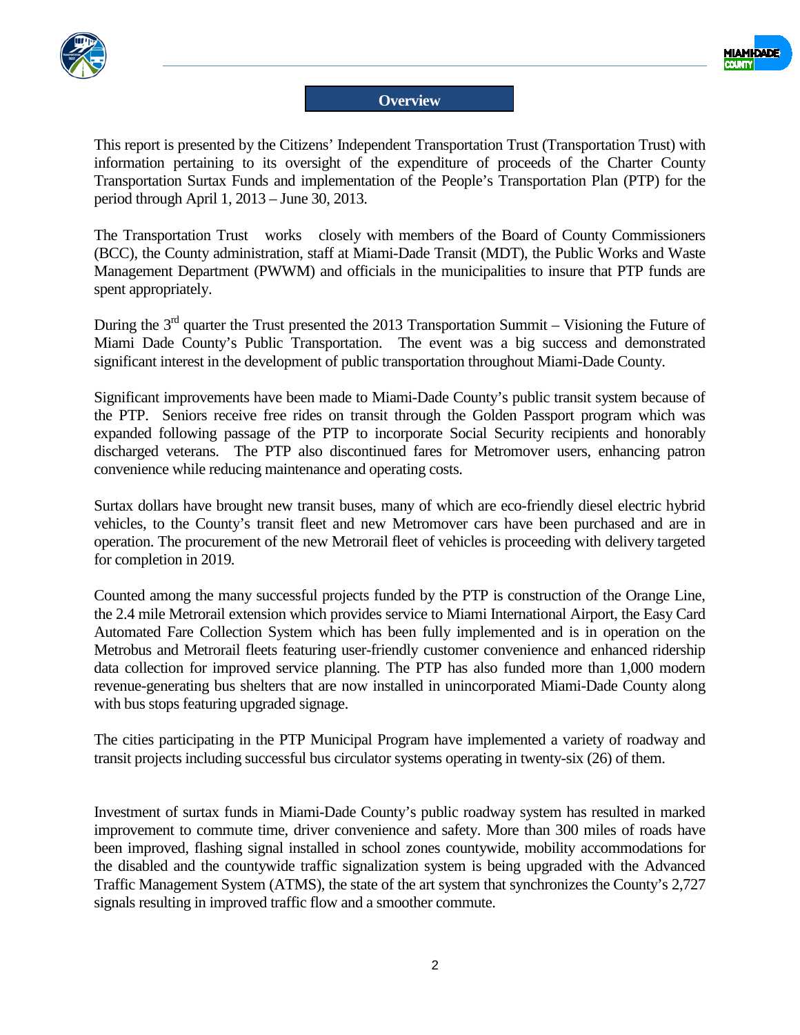## Overview

This report is presented by the Citizens' Independent Transportation Trust (Transportation Trust) with information pertaining to its oversight of the expenditure of proceeds of the Charter County Transportation Surtax Funds and implementation of the People's Transportation Plan (PTP) for the period through April 1, 2013 – June 30, 2013.

The Transportation Trust works closely with members of the Board of County Commissioners (BCC), the County administration, staff at Miami-Dade Transit (MDT), the Public Works and Waste Management Department (PWWM) and officials in the municipalities to insure that PTP funds are spent appropriately.

During the 3rd quarter the Trust presented the 2013 Transportation Summit – Visioning the Future of Miami Dade County's Public Transportation. The event was a big success and demonstrated significant interest in the development of public transportation throughout Miami-Dade County.

Significant improvements have been made to Miami-Dade County's public transit system because of the PTP. Seniors receive free rides on transit through the Golden Passport program which was expanded following passage of the PTP to incorporate Social Security recipients and honorably discharged veterans. The PTP also discontinued fares for Metromover users, enhancing patron convenience while reducing maintenance and operating costs.

Surtax dollars have brought new transit buses, many of which are eco-friendly diesel electric hybrid vehicles, to the County's transit fleet and new Metromover cars have been purchased and are in operation. The procurement of the new Metrorail fleet of vehicles is proceeding with delivery targeted for completion in 2019.

Counted among the many successful projects funded by the PTP is construction of the Orange Line, the 2.4 mile Metrorail extension which provides service to Miami International Airport, the Easy Card Automated Fare Collection System which has been fully implemented and is in operation on the Metrobus and Metrorail fleets featuring user-friendly customer convenience and enhanced ridership data collection for improved service planning. The PTP has also funded more than 1,000 modern revenue-generating bus shelters that are now installed in unincorporated Miami-Dade County along with bus stops featuring upgraded signage.

The cities participating in the PTP Municipal Program have implemented a variety of roadway and transit projects including successful bus circulator systems operating in twenty-six (26) of them.

Investment of surtax funds in Miami-Dade County's public roadway system has resulted in marked improvement to commute time, driver convenience and safety. More than 300 miles of roads have been improved, flashing signal installed in school zones countywide, mobility accommodations for the disabled and the countywide traffic signalization system is being upgraded with the Advanced Traffic Management System (ATMS), the state of the art system that synchronizes the County's 2,727 signals resulting in improved traffic flow and a smoother commute.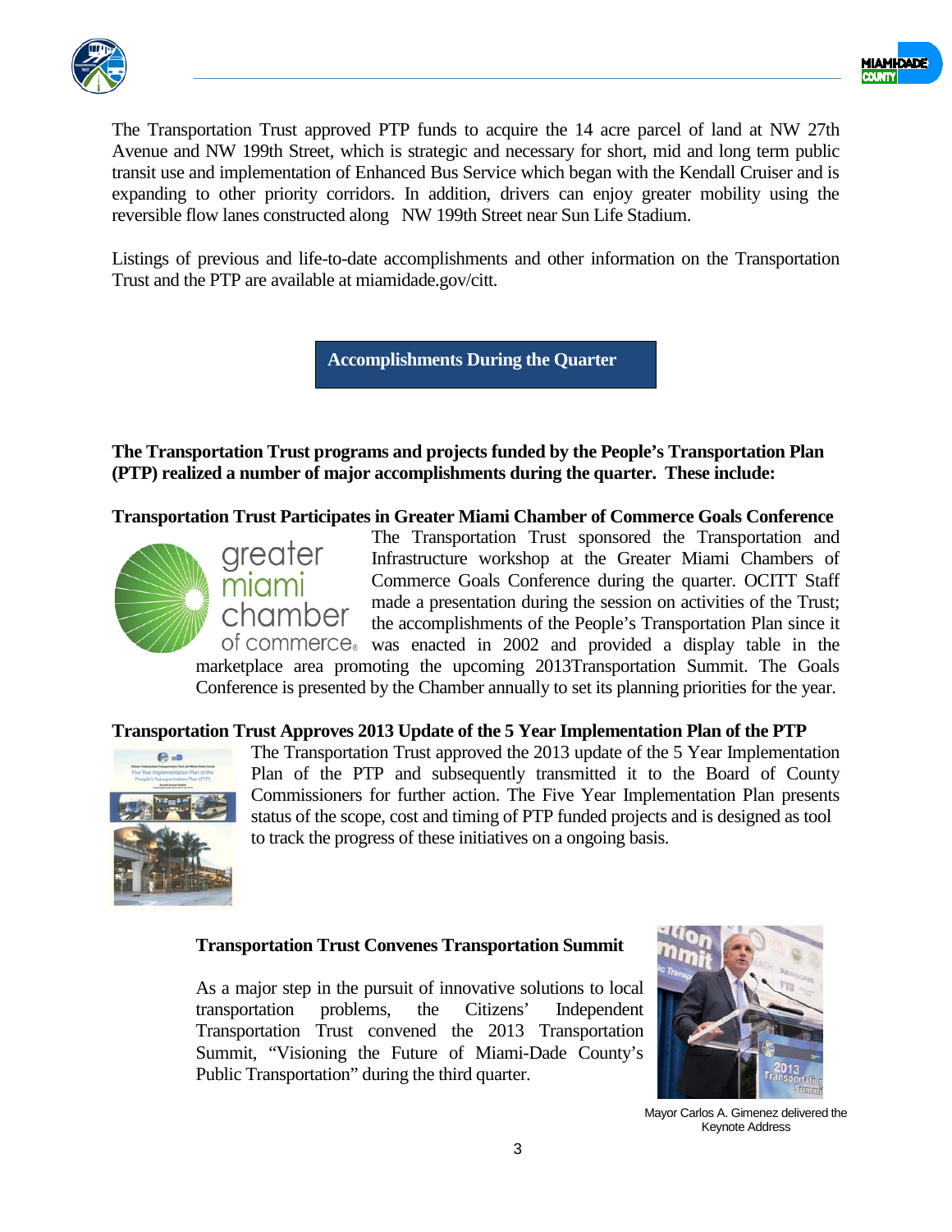The Transportation Trust approved PTP funds to acquire the 14 acre parcel of land at NW 27th Avenue and NW 199th Street, which is strategic and necessary for short, mid and long term public transit use and implementation of Enhanced Bus Service which began with the Kendall Cruiser and is expanding to other priority corridors. In addition, drivers can enjoy greater mobility using the reversible flow lanes constructed along NW 199th Street near Sun Life Stadium.

Listings of previous and life-to-date accomplishments and other information on the Transportation Trust and the PTP are available at miamidade.gov/citt.

## Accomplishments During the Quarter

**The Transportation Trust programs and projects funded by the People's Transportation Plan (PTP) realized a number of major accomplishments during the quarter. These include:**

### Transportation Trust Participates in Greater Miami Chamber of Commerce Goals Conference

The Transportation Trust sponsored the Transportation and Infrastructure workshop at the Greater Miami Chambers of Commerce Goals Conference during the quarter. OCITT Staff made a presentation during the session on activities of the Trust; the accomplishments of the People's Transportation Plan since it was enacted in 2002 and provided a display table in the marketplace area promoting the upcoming 2013Transportation Summit. The Goals Conference is presented by the Chamber annually to set its planning priorities for the year.

### Transportation Trust Approves 2013 Update of the 5 Year Implementation Plan of the PTP

The Transportation Trust approved the 2013 update of the 5 Year Implementation Plan of the PTP and subsequently transmitted it to the Board of County Commissioners for further action. The Five Year Implementation Plan presents status of the scope, cost and timing of PTP funded projects and is designed as tool to track the progress of these initiatives on a ongoing basis.

### Transportation Trust Convenes Transportation Summit

As a major step in the pursuit of innovative solutions to local transportation problems, the Citizens' Independent Transportation Trust convened the 2013 Transportation Summit, "Visioning the Future of Miami-Dade County's Public Transportation" during the third quarter.

Mayor Carlos A. Gimenez delivered the Keynote Address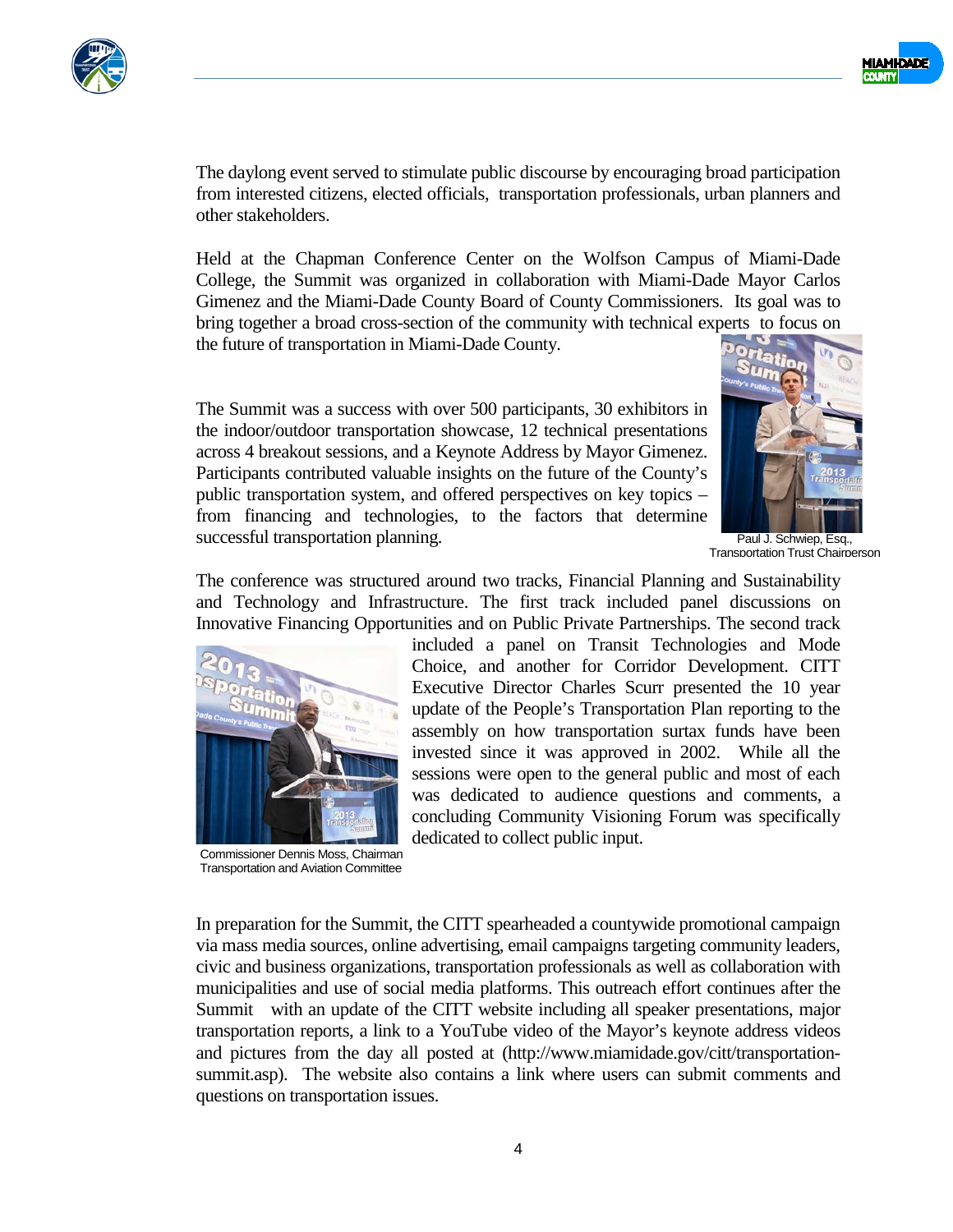The daylong event served to stimulate public discourse by encouraging broad participation from interested citizens, elected officials, transportation professionals, urban planners and other stakeholders.

Held at the Chapman Conference Center on the Wolfson Campus of Miami-Dade College, the Summit was organized in collaboration with Miami-Dade Mayor Carlos Gimenez and the Miami-Dade County Board of County Commissioners. Its goal was to bring together a broad cross-section of the community with technical experts to focus on the future of transportation in Miami-Dade County.

The Summit was a success with over 500 participants, 30 exhibitors in the indoor/outdoor transportation showcase, 12 technical presentations across 4 breakout sessions, and a Keynote Address by Mayor Gimenez. Participants contributed valuable insights on the future of the County's public transportation system, and offered perspectives on key topics – from financing and technologies, to the factors that determine successful transportation planning.

Paul J. Schwiep, Esq., Transportation Trust Chairperson

The conference was structured around two tracks, Financial Planning and Sustainability and Technology and Infrastructure. The first track included panel discussions on Innovative Financing Opportunities and on Public Private Partnerships. The second track included a panel on Transit Technologies and Mode Choice, and another for Corridor Development. CITT Executive Director Charles Scurr presented the 10 year update of the People's Transportation Plan reporting to the assembly on how transportation surtax funds have been invested since it was approved in 2002. While all the sessions were open to the general public and most of each was dedicated to audience questions and comments, a concluding Community Visioning Forum was specifically dedicated to collect public input.

Commissioner Dennis Moss, Chairman Transportation and Aviation Committee

In preparation for the Summit, the CITT spearheaded a countywide promotional campaign via mass media sources, online advertising, email campaigns targeting community leaders, civic and business organizations, transportation professionals as well as collaboration with municipalities and use of social media platforms. This outreach effort continues after the Summit with an update of the CITT website including all speaker presentations, major transportation reports, a link to a YouTube video of the Mayor's keynote address videos and pictures from the day all posted at (http://www.miamidade.gov/citt/transportation-summit.asp). The website also contains a link where users can submit comments and questions on transportation issues.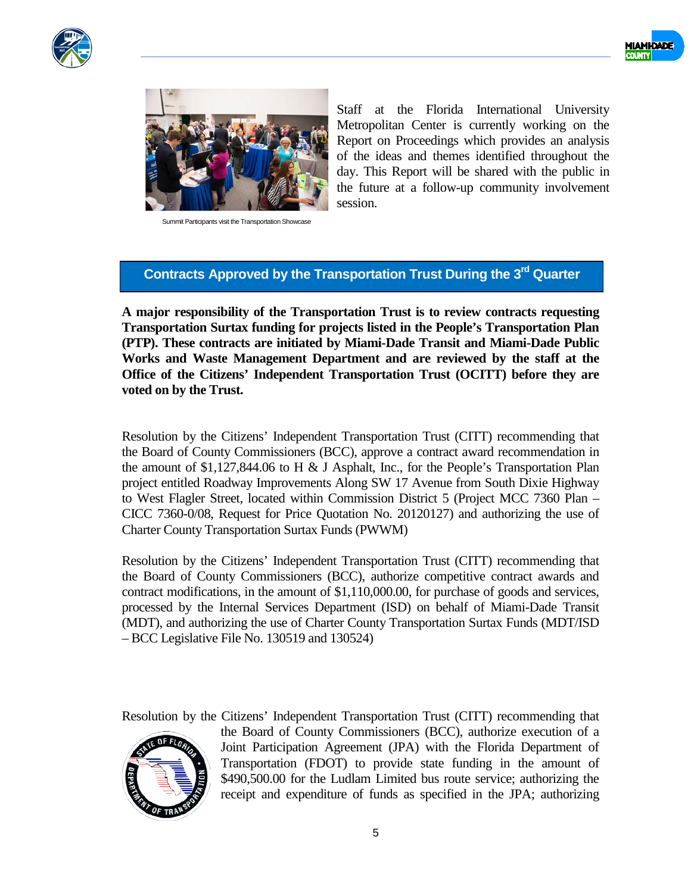Staff at the Florida International University Metropolitan Center is currently working on the Report on Proceedings which provides an analysis of the ideas and themes identified throughout the day. This Report will be shared with the public in the future at a follow-up community involvement session.

Summit Participants visit the Transportation Showcase

## Contracts Approved by the Transportation Trust During the 3rd Quarter

**A major responsibility of the Transportation Trust is to review contracts requesting Transportation Surtax funding for projects listed in the People's Transportation Plan (PTP). These contracts are initiated by Miami-Dade Transit and Miami-Dade Public Works and Waste Management Department and are reviewed by the staff at the Office of the Citizens' Independent Transportation Trust (OCITT) before they are voted on by the Trust.**

Resolution by the Citizens' Independent Transportation Trust (CITT) recommending that the Board of County Commissioners (BCC), approve a contract award recommendation in the amount of $1,127,844.06 to H & J Asphalt, Inc., for the People's Transportation Plan project entitled Roadway Improvements Along SW 17 Avenue from South Dixie Highway to West Flagler Street, located within Commission District 5 (Project MCC 7360 Plan – CICC 7360-0/08, Request for Price Quotation No. 20120127) and authorizing the use of Charter County Transportation Surtax Funds (PWWM)

Resolution by the Citizens' Independent Transportation Trust (CITT) recommending that the Board of County Commissioners (BCC), authorize competitive contract awards and contract modifications, in the amount of $1,110,000.00, for purchase of goods and services, processed by the Internal Services Department (ISD) on behalf of Miami-Dade Transit (MDT), and authorizing the use of Charter County Transportation Surtax Funds (MDT/ISD – BCC Legislative File No. 130519 and 130524)

Resolution by the Citizens' Independent Transportation Trust (CITT) recommending that the Board of County Commissioners (BCC), authorize execution of a Joint Participation Agreement (JPA) with the Florida Department of Transportation (FDOT) to provide state funding in the amount of $490,500.00 for the Ludlam Limited bus route service; authorizing the receipt and expenditure of funds as specified in the JPA; authorizing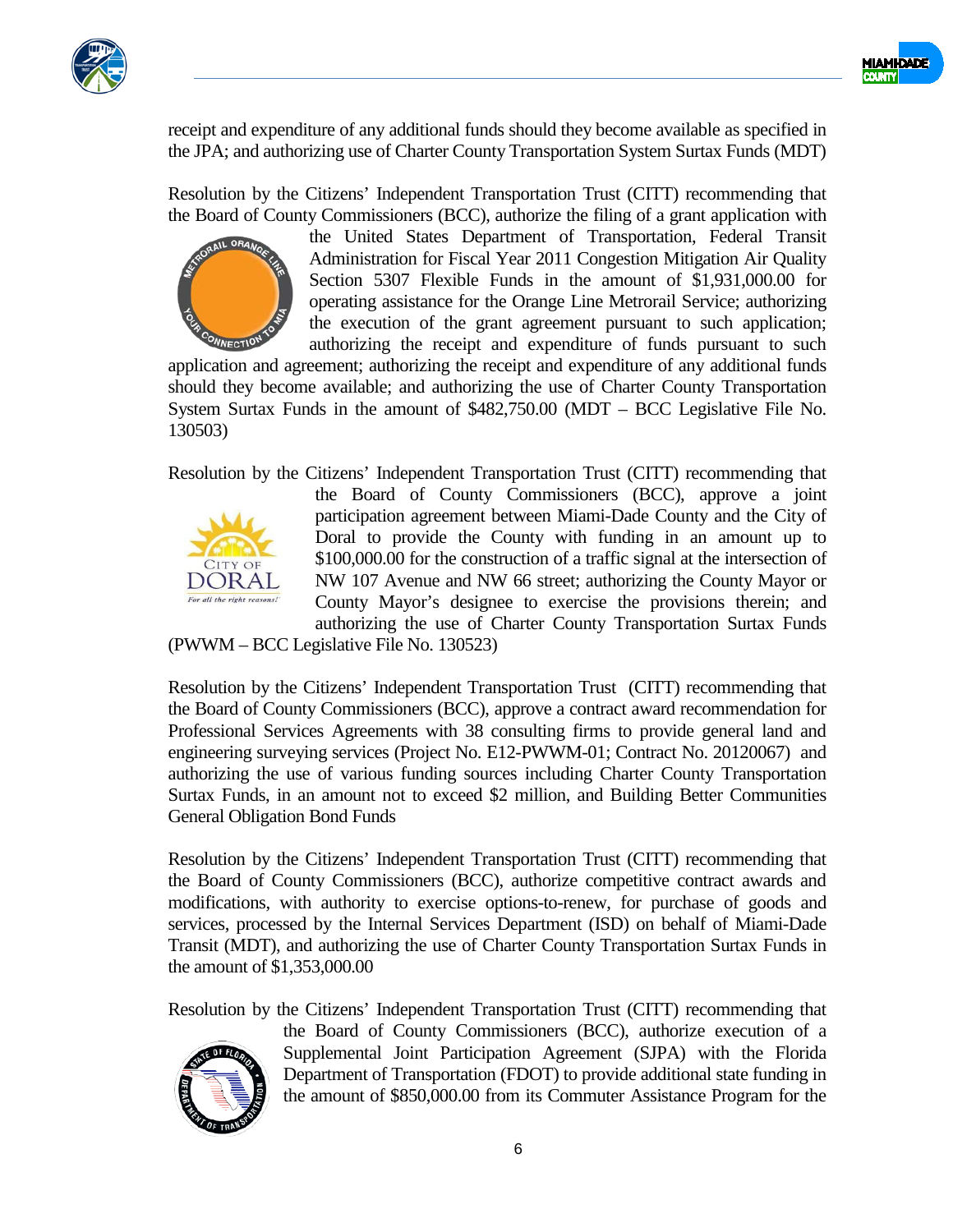receipt and expenditure of any additional funds should they become available as specified in the JPA; and authorizing use of Charter County Transportation System Surtax Funds (MDT)

Resolution by the Citizens' Independent Transportation Trust (CITT) recommending that the Board of County Commissioners (BCC), authorize the filing of a grant application with the United States Department of Transportation, Federal Transit Administration for Fiscal Year 2011 Congestion Mitigation Air Quality Section 5307 Flexible Funds in the amount of $1,931,000.00 for operating assistance for the Orange Line Metrorail Service; authorizing the execution of the grant agreement pursuant to such application; authorizing the receipt and expenditure of funds pursuant to such application and agreement; authorizing the receipt and expenditure of any additional funds should they become available; and authorizing the use of Charter County Transportation System Surtax Funds in the amount of $482,750.00 (MDT – BCC Legislative File No. 130503)

Resolution by the Citizens' Independent Transportation Trust (CITT) recommending that the Board of County Commissioners (BCC), approve a joint participation agreement between Miami-Dade County and the City of Doral to provide the County with funding in an amount up to $100,000.00 for the construction of a traffic signal at the intersection of NW 107 Avenue and NW 66 street; authorizing the County Mayor or County Mayor's designee to exercise the provisions therein; and authorizing the use of Charter County Transportation Surtax Funds (PWWM – BCC Legislative File No. 130523)

Resolution by the Citizens' Independent Transportation Trust (CITT) recommending that the Board of County Commissioners (BCC), approve a contract award recommendation for Professional Services Agreements with 38 consulting firms to provide general land and engineering surveying services (Project No. E12-PWWM-01; Contract No. 20120067) and authorizing the use of various funding sources including Charter County Transportation Surtax Funds, in an amount not to exceed $2 million, and Building Better Communities General Obligation Bond Funds

Resolution by the Citizens' Independent Transportation Trust (CITT) recommending that the Board of County Commissioners (BCC), authorize competitive contract awards and modifications, with authority to exercise options-to-renew, for purchase of goods and services, processed by the Internal Services Department (ISD) on behalf of Miami-Dade Transit (MDT), and authorizing the use of Charter County Transportation Surtax Funds in the amount of $1,353,000.00

Resolution by the Citizens' Independent Transportation Trust (CITT) recommending that the Board of County Commissioners (BCC), authorize execution of a Supplemental Joint Participation Agreement (SJPA) with the Florida Department of Transportation (FDOT) to provide additional state funding in the amount of $850,000.00 from its Commuter Assistance Program for the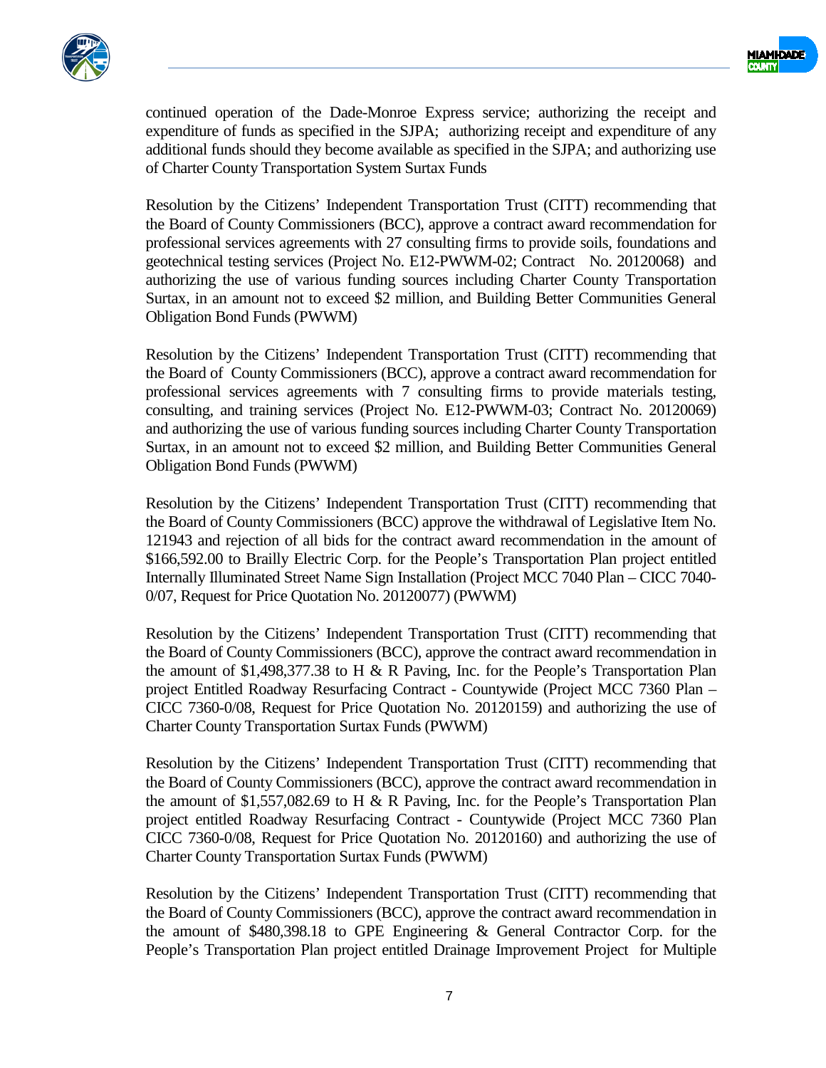continued operation of the Dade-Monroe Express service; authorizing the receipt and expenditure of funds as specified in the SJPA; authorizing receipt and expenditure of any additional funds should they become available as specified in the SJPA; and authorizing use of Charter County Transportation System Surtax Funds

Resolution by the Citizens' Independent Transportation Trust (CITT) recommending that the Board of County Commissioners (BCC), approve a contract award recommendation for professional services agreements with 27 consulting firms to provide soils, foundations and geotechnical testing services (Project No. E12-PWWM-02; Contract No. 20120068) and authorizing the use of various funding sources including Charter County Transportation Surtax, in an amount not to exceed $2 million, and Building Better Communities General Obligation Bond Funds (PWWM)

Resolution by the Citizens' Independent Transportation Trust (CITT) recommending that the Board of County Commissioners (BCC), approve a contract award recommendation for professional services agreements with 7 consulting firms to provide materials testing, consulting, and training services (Project No. E12-PWWM-03; Contract No. 20120069) and authorizing the use of various funding sources including Charter County Transportation Surtax, in an amount not to exceed $2 million, and Building Better Communities General Obligation Bond Funds (PWWM)

Resolution by the Citizens' Independent Transportation Trust (CITT) recommending that the Board of County Commissioners (BCC) approve the withdrawal of Legislative Item No. 121943 and rejection of all bids for the contract award recommendation in the amount of $166,592.00 to Brailly Electric Corp. for the People's Transportation Plan project entitled Internally Illuminated Street Name Sign Installation (Project MCC 7040 Plan – CICC 7040-0/07, Request for Price Quotation No. 20120077) (PWWM)

Resolution by the Citizens' Independent Transportation Trust (CITT) recommending that the Board of County Commissioners (BCC), approve the contract award recommendation in the amount of $1,498,377.38 to H & R Paving, Inc. for the People's Transportation Plan project Entitled Roadway Resurfacing Contract - Countywide (Project MCC 7360 Plan – CICC 7360-0/08, Request for Price Quotation No. 20120159) and authorizing the use of Charter County Transportation Surtax Funds (PWWM)

Resolution by the Citizens' Independent Transportation Trust (CITT) recommending that the Board of County Commissioners (BCC), approve the contract award recommendation in the amount of $1,557,082.69 to H & R Paving, Inc. for the People's Transportation Plan project entitled Roadway Resurfacing Contract - Countywide (Project MCC 7360 Plan CICC 7360-0/08, Request for Price Quotation No. 20120160) and authorizing the use of Charter County Transportation Surtax Funds (PWWM)

Resolution by the Citizens' Independent Transportation Trust (CITT) recommending that the Board of County Commissioners (BCC), approve the contract award recommendation in the amount of $480,398.18 to GPE Engineering & General Contractor Corp. for the People's Transportation Plan project entitled Drainage Improvement Project for Multiple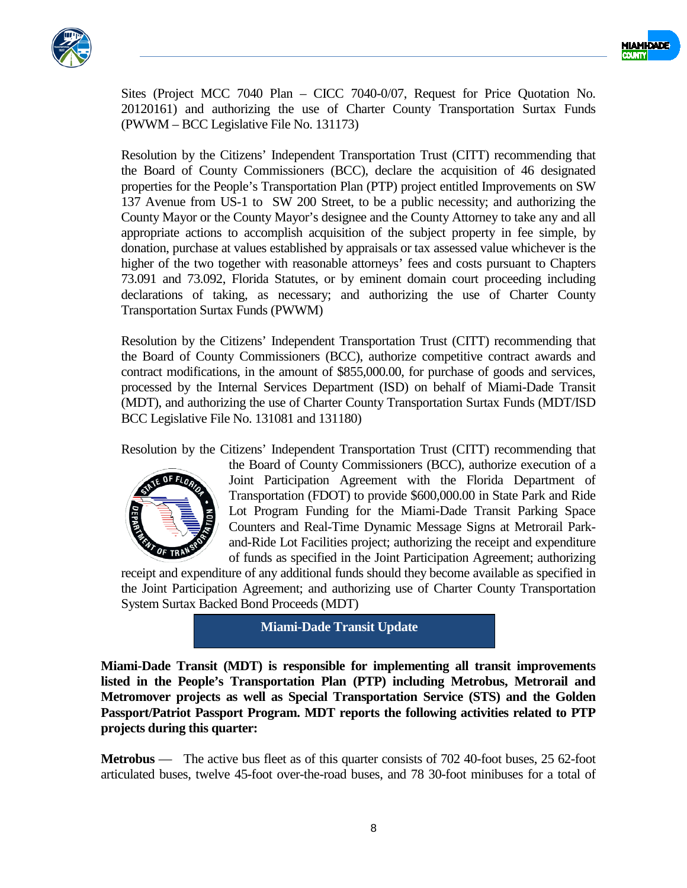Sites (Project MCC 7040 Plan – CICC 7040-0/07, Request for Price Quotation No. 20120161) and authorizing the use of Charter County Transportation Surtax Funds (PWWM – BCC Legislative File No. 131173)

Resolution by the Citizens' Independent Transportation Trust (CITT) recommending that the Board of County Commissioners (BCC), declare the acquisition of 46 designated properties for the People's Transportation Plan (PTP) project entitled Improvements on SW 137 Avenue from US-1 to SW 200 Street, to be a public necessity; and authorizing the County Mayor or the County Mayor's designee and the County Attorney to take any and all appropriate actions to accomplish acquisition of the subject property in fee simple, by donation, purchase at values established by appraisals or tax assessed value whichever is the higher of the two together with reasonable attorneys' fees and costs pursuant to Chapters 73.091 and 73.092, Florida Statutes, or by eminent domain court proceeding including declarations of taking, as necessary; and authorizing the use of Charter County Transportation Surtax Funds (PWWM)

Resolution by the Citizens' Independent Transportation Trust (CITT) recommending that the Board of County Commissioners (BCC), authorize competitive contract awards and contract modifications, in the amount of $855,000.00, for purchase of goods and services, processed by the Internal Services Department (ISD) on behalf of Miami-Dade Transit (MDT), and authorizing the use of Charter County Transportation Surtax Funds (MDT/ISD BCC Legislative File No. 131081 and 131180)

Resolution by the Citizens' Independent Transportation Trust (CITT) recommending that the Board of County Commissioners (BCC), authorize execution of a Joint Participation Agreement with the Florida Department of Transportation (FDOT) to provide $600,000.00 in State Park and Ride Lot Program Funding for the Miami-Dade Transit Parking Space Counters and Real-Time Dynamic Message Signs at Metrorail Park-and-Ride Lot Facilities project; authorizing the receipt and expenditure of funds as specified in the Joint Participation Agreement; authorizing receipt and expenditure of any additional funds should they become available as specified in the Joint Participation Agreement; and authorizing use of Charter County Transportation System Surtax Backed Bond Proceeds (MDT)

## Miami-Dade Transit Update

**Miami-Dade Transit (MDT) is responsible for implementing all transit improvements listed in the People's Transportation Plan (PTP) including Metrobus, Metrorail and Metromover projects as well as Special Transportation Service (STS) and the Golden Passport/Patriot Passport Program. MDT reports the following activities related to PTP projects during this quarter:**

**Metrobus** — The active bus fleet as of this quarter consists of 702 40-foot buses, 25 62-foot articulated buses, twelve 45-foot over-the-road buses, and 78 30-foot minibuses for a total of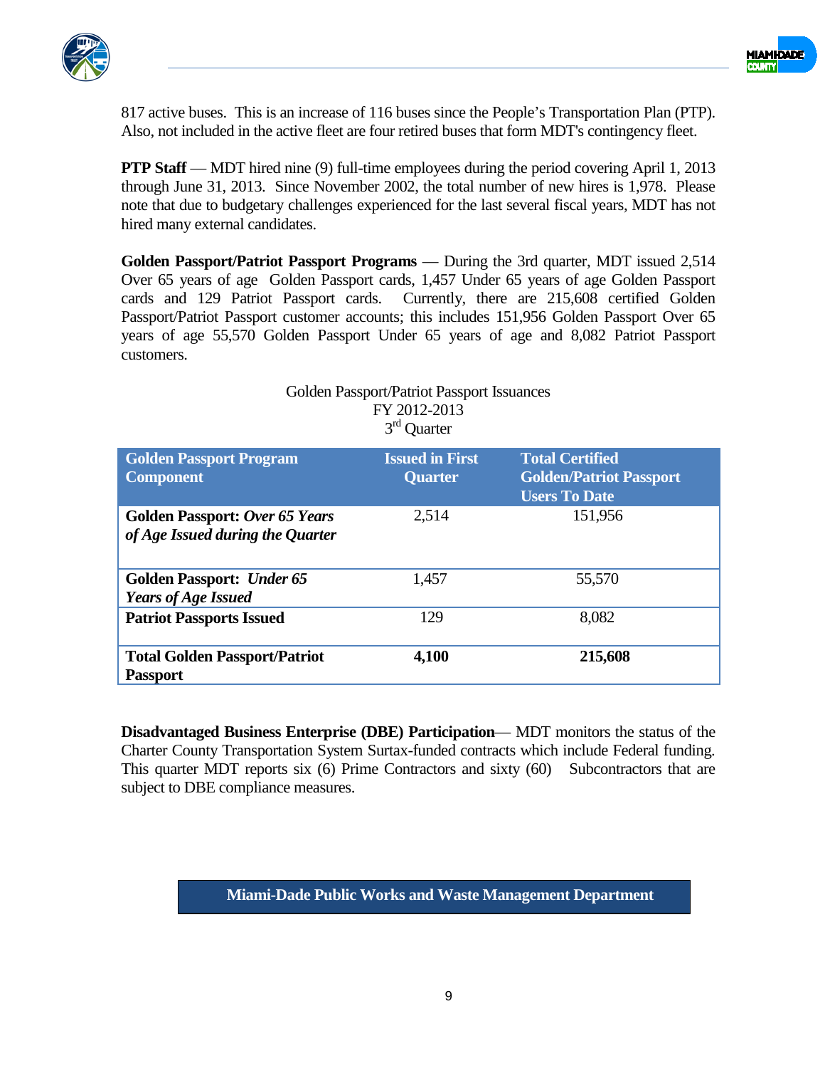817 active buses. This is an increase of 116 buses since the People's Transportation Plan (PTP). Also, not included in the active fleet are four retired buses that form MDT's contingency fleet.

**PTP Staff** — MDT hired nine (9) full-time employees during the period covering April 1, 2013 through June 31, 2013. Since November 2002, the total number of new hires is 1,978. Please note that due to budgetary challenges experienced for the last several fiscal years, MDT has not hired many external candidates.

**Golden Passport/Patriot Passport Programs** — During the 3rd quarter, MDT issued 2,514 Over 65 years of age Golden Passport cards, 1,457 Under 65 years of age Golden Passport cards and 129 Patriot Passport cards. Currently, there are 215,608 certified Golden Passport/Patriot Passport customer accounts; this includes 151,956 Golden Passport Over 65 years of age 55,570 Golden Passport Under 65 years of age and 8,082 Patriot Passport customers.

Golden Passport/Patriot Passport Issuances
FY 2012-2013
3rd Quarter

| Golden Passport Program Component | Issued in First Quarter | Total Certified Golden/Patriot Passport Users To Date |
|---|---|---|
| **Golden Passport: *Over 65 Years of Age Issued during the Quarter*** | 2,514 | 151,956 |
| **Golden Passport: *Under 65 Years of Age Issued*** | 1,457 | 55,570 |
| **Patriot Passports Issued** | 129 | 8,082 |
| **Total Golden Passport/Patriot Passport** | **4,100** | **215,608** |

**Disadvantaged Business Enterprise (DBE) Participation**— MDT monitors the status of the Charter County Transportation System Surtax-funded contracts which include Federal funding. This quarter MDT reports six (6) Prime Contractors and sixty (60) Subcontractors that are subject to DBE compliance measures.

## Miami-Dade Public Works and Waste Management Department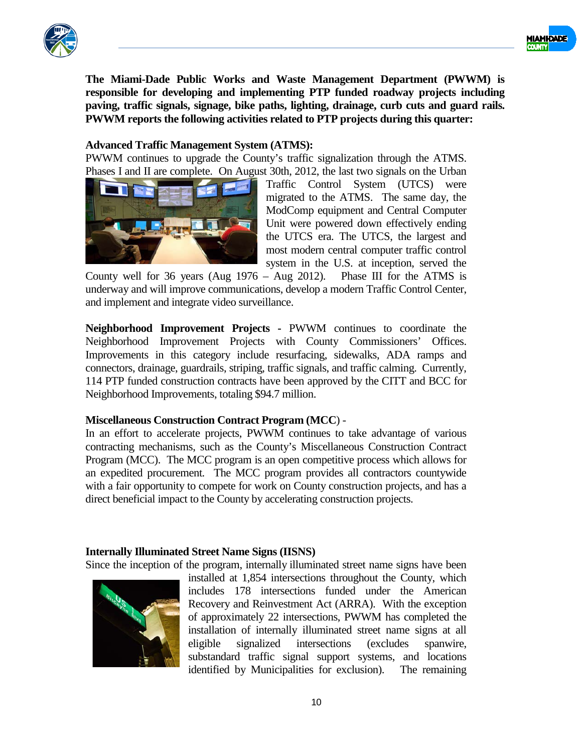**The Miami-Dade Public Works and Waste Management Department (PWWM) is responsible for developing and implementing PTP funded roadway projects including paving, traffic signals, signage, bike paths, lighting, drainage, curb cuts and guard rails. PWWM reports the following activities related to PTP projects during this quarter:**

**Advanced Traffic Management System (ATMS):**

PWWM continues to upgrade the County's traffic signalization through the ATMS. Phases I and II are complete. On August 30th, 2012, the last two signals on the Urban Traffic Control System (UTCS) were migrated to the ATMS. The same day, the ModComp equipment and Central Computer Unit were powered down effectively ending the UTCS era. The UTCS, the largest and most modern central computer traffic control system in the U.S. at inception, served the County well for 36 years (Aug 1976 – Aug 2012). Phase III for the ATMS is underway and will improve communications, develop a modern Traffic Control Center, and implement and integrate video surveillance.

**Neighborhood Improvement Projects -** PWWM continues to coordinate the Neighborhood Improvement Projects with County Commissioners' Offices. Improvements in this category include resurfacing, sidewalks, ADA ramps and connectors, drainage, guardrails, striping, traffic signals, and traffic calming. Currently, 114 PTP funded construction contracts have been approved by the CITT and BCC for Neighborhood Improvements, totaling $94.7 million.

**Miscellaneous Construction Contract Program (MCC)** -

In an effort to accelerate projects, PWWM continues to take advantage of various contracting mechanisms, such as the County's Miscellaneous Construction Contract Program (MCC). The MCC program is an open competitive process which allows for an expedited procurement. The MCC program provides all contractors countywide with a fair opportunity to compete for work on County construction projects, and has a direct beneficial impact to the County by accelerating construction projects.

**Internally Illuminated Street Name Signs (IISNS)**

Since the inception of the program, internally illuminated street name signs have been installed at 1,854 intersections throughout the County, which includes 178 intersections funded under the American Recovery and Reinvestment Act (ARRA). With the exception of approximately 22 intersections, PWWM has completed the installation of internally illuminated street name signs at all eligible signalized intersections (excludes spanwire, substandard traffic signal support systems, and locations identified by Municipalities for exclusion). The remaining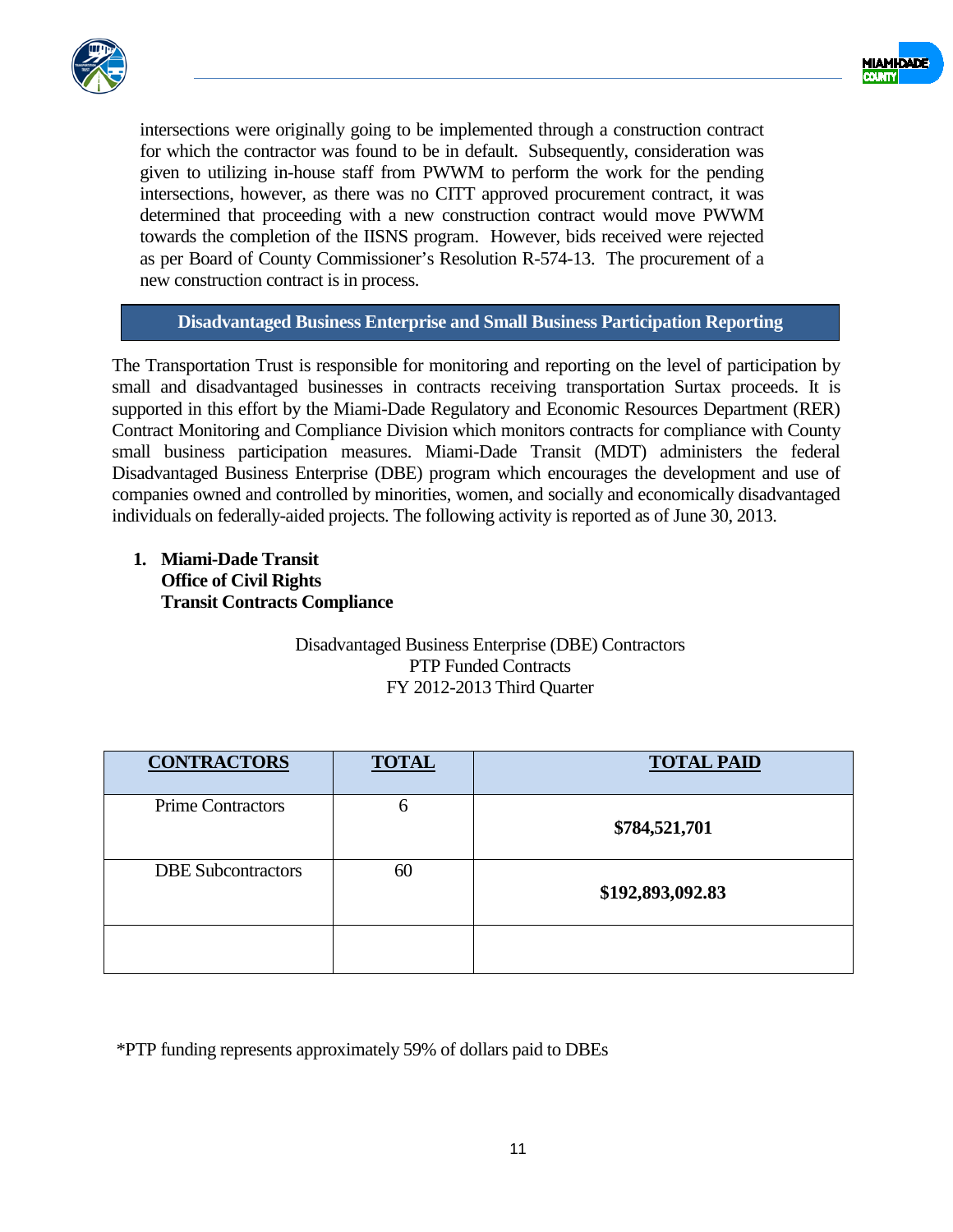intersections were originally going to be implemented through a construction contract for which the contractor was found to be in default. Subsequently, consideration was given to utilizing in-house staff from PWWM to perform the work for the pending intersections, however, as there was no CITT approved procurement contract, it was determined that proceeding with a new construction contract would move PWWM towards the completion of the IISNS program. However, bids received were rejected as per Board of County Commissioner's Resolution R-574-13. The procurement of a new construction contract is in process.

## Disadvantaged Business Enterprise and Small Business Participation Reporting

The Transportation Trust is responsible for monitoring and reporting on the level of participation by small and disadvantaged businesses in contracts receiving transportation Surtax proceeds. It is supported in this effort by the Miami-Dade Regulatory and Economic Resources Department (RER) Contract Monitoring and Compliance Division which monitors contracts for compliance with County small business participation measures. Miami-Dade Transit (MDT) administers the federal Disadvantaged Business Enterprise (DBE) program which encourages the development and use of companies owned and controlled by minorities, women, and socially and economically disadvantaged individuals on federally-aided projects. The following activity is reported as of June 30, 2013.

1. **Miami-Dade Transit**
   **Office of Civil Rights**
   **Transit Contracts Compliance**

Disadvantaged Business Enterprise (DBE) Contractors
PTP Funded Contracts
FY 2012-2013 Third Quarter

| CONTRACTORS | TOTAL | TOTAL PAID |
|---|---|---|
| Prime Contractors | 6 | **$784,521,701** |
| DBE Subcontractors | 60 | **$192,893,092.83** |
| | | |

*PTP funding represents approximately 59% of dollars paid to DBEs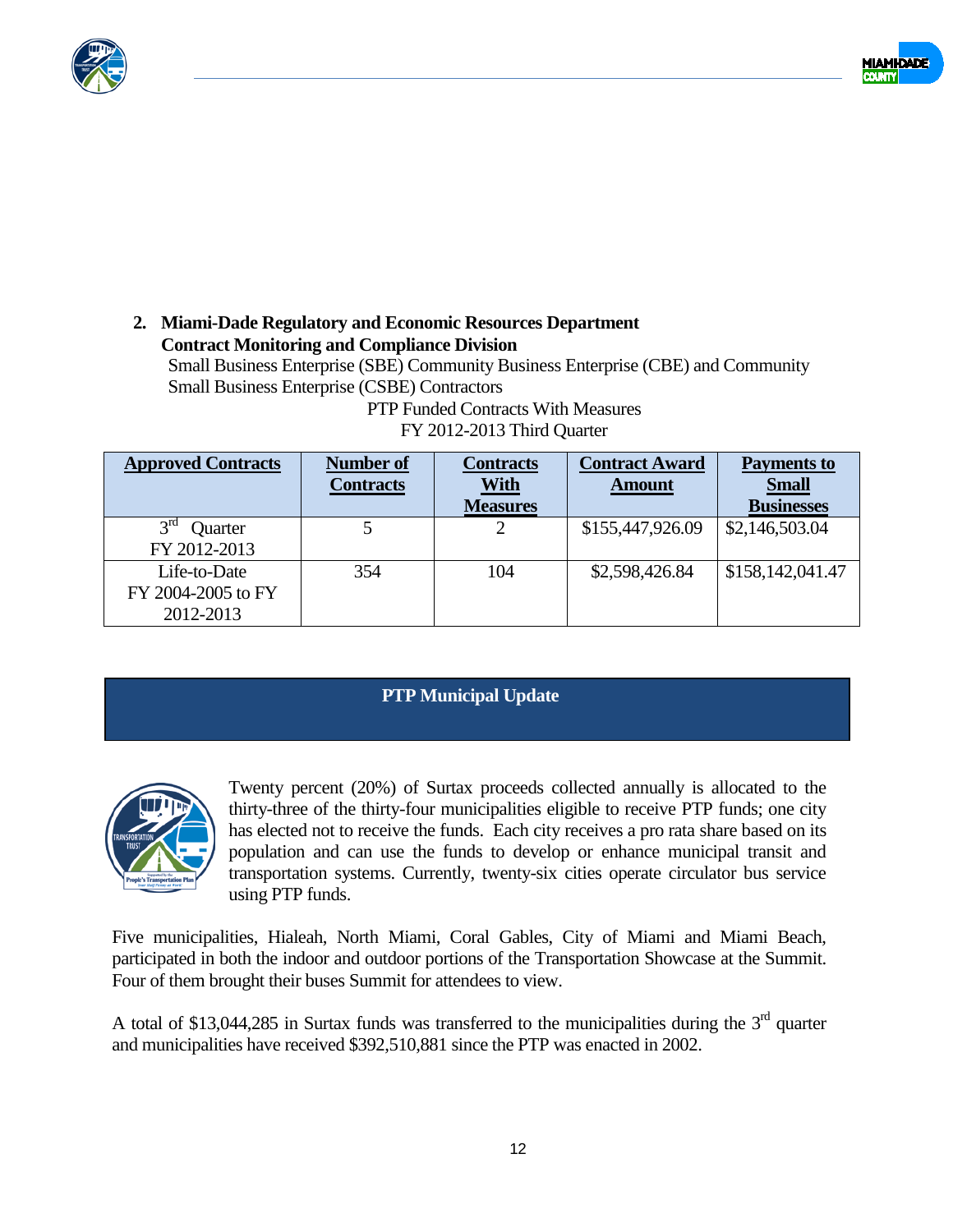2. **Miami-Dade Regulatory and Economic Resources Department**
   **Contract Monitoring and Compliance Division**
   Small Business Enterprise (SBE) Community Business Enterprise (CBE) and Community Small Business Enterprise (CSBE) Contractors

PTP Funded Contracts With Measures
FY 2012-2013 Third Quarter

| Approved Contracts | Number of Contracts | Contracts With Measures | Contract Award Amount | Payments to Small Businesses |
|---|---|---|---|---|
| 3rd Quarter FY 2012-2013 | 5 | 2 | $155,447,926.09 | $2,146,503.04 |
| Life-to-Date FY 2004-2005 to FY 2012-2013 | 354 | 104 | $2,598,426.84 | $158,142,041.47 |

## PTP Municipal Update

Twenty percent (20%) of Surtax proceeds collected annually is allocated to the thirty-three of the thirty-four municipalities eligible to receive PTP funds; one city has elected not to receive the funds. Each city receives a pro rata share based on its population and can use the funds to develop or enhance municipal transit and transportation systems. Currently, twenty-six cities operate circulator bus service using PTP funds.

Five municipalities, Hialeah, North Miami, Coral Gables, City of Miami and Miami Beach, participated in both the indoor and outdoor portions of the Transportation Showcase at the Summit. Four of them brought their buses Summit for attendees to view.

A total of $13,044,285 in Surtax funds was transferred to the municipalities during the 3rd quarter and municipalities have received $392,510,881 since the PTP was enacted in 2002.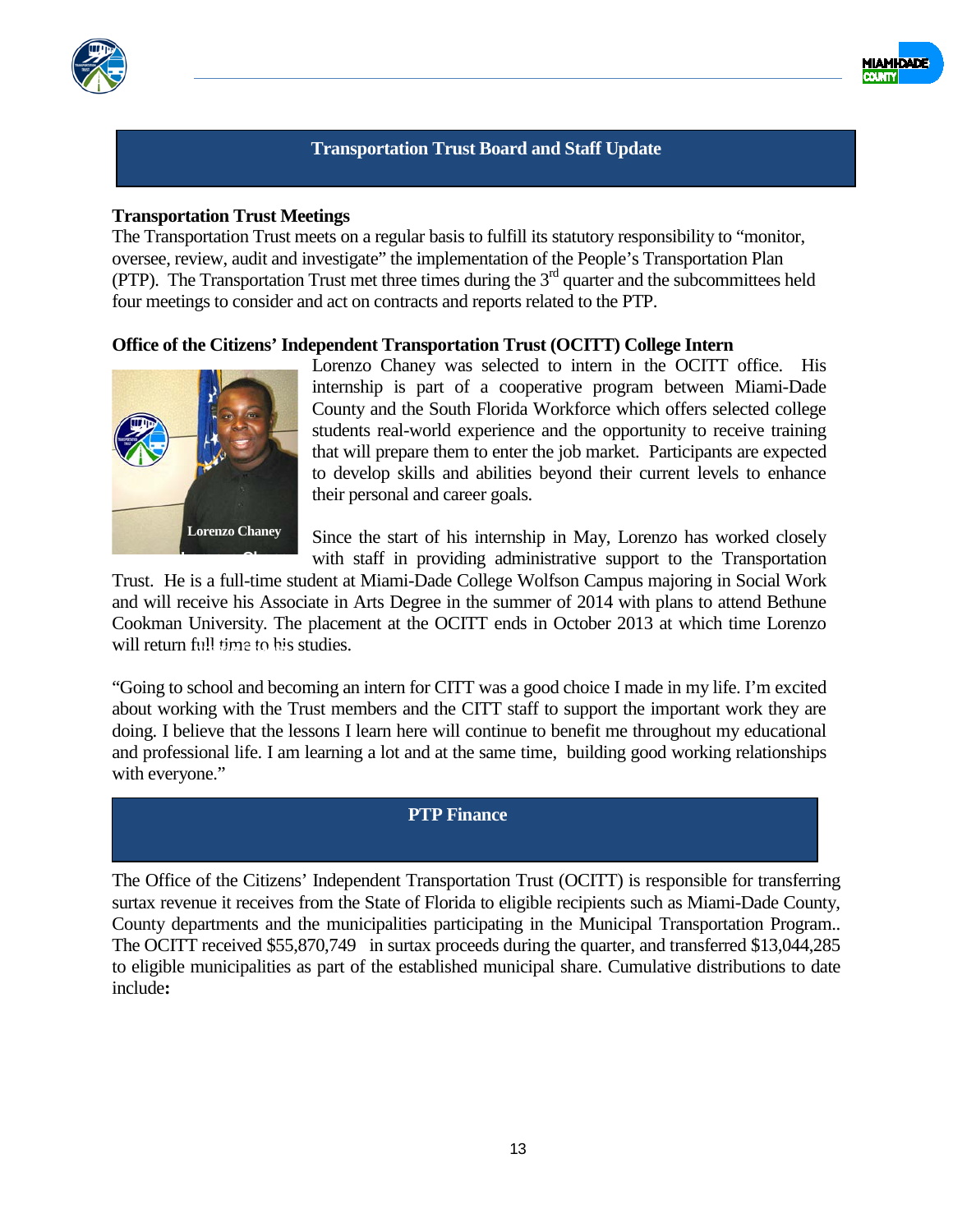## Transportation Trust Board and Staff Update

**Transportation Trust Meetings**

The Transportation Trust meets on a regular basis to fulfill its statutory responsibility to "monitor, oversee, review, audit and investigate" the implementation of the People's Transportation Plan (PTP). The Transportation Trust met three times during the 3rd quarter and the subcommittees held four meetings to consider and act on contracts and reports related to the PTP.

**Office of the Citizens' Independent Transportation Trust (OCITT) College Intern**

Lorenzo Chaney

Lorenzo Chaney was selected to intern in the OCITT office. His internship is part of a cooperative program between Miami-Dade County and the South Florida Workforce which offers selected college students real-world experience and the opportunity to receive training that will prepare them to enter the job market. Participants are expected to develop skills and abilities beyond their current levels to enhance their personal and career goals.

Since the start of his internship in May, Lorenzo has worked closely with staff in providing administrative support to the Transportation Trust. He is a full-time student at Miami-Dade College Wolfson Campus majoring in Social Work and will receive his Associate in Arts Degree in the summer of 2014 with plans to attend Bethune Cookman University. The placement at the OCITT ends in October 2013 at which time Lorenzo will return full time to his studies.

"Going to school and becoming an intern for CITT was a good choice I made in my life. I'm excited about working with the Trust members and the CITT staff to support the important work they are doing. I believe that the lessons I learn here will continue to benefit me throughout my educational and professional life. I am learning a lot and at the same time, building good working relationships with everyone."

## PTP Finance

The Office of the Citizens' Independent Transportation Trust (OCITT) is responsible for transferring surtax revenue it receives from the State of Florida to eligible recipients such as Miami-Dade County, County departments and the municipalities participating in the Municipal Transportation Program.. The OCITT received $55,870,749 in surtax proceeds during the quarter, and transferred $13,044,285 to eligible municipalities as part of the established municipal share. Cumulative distributions to date include**:**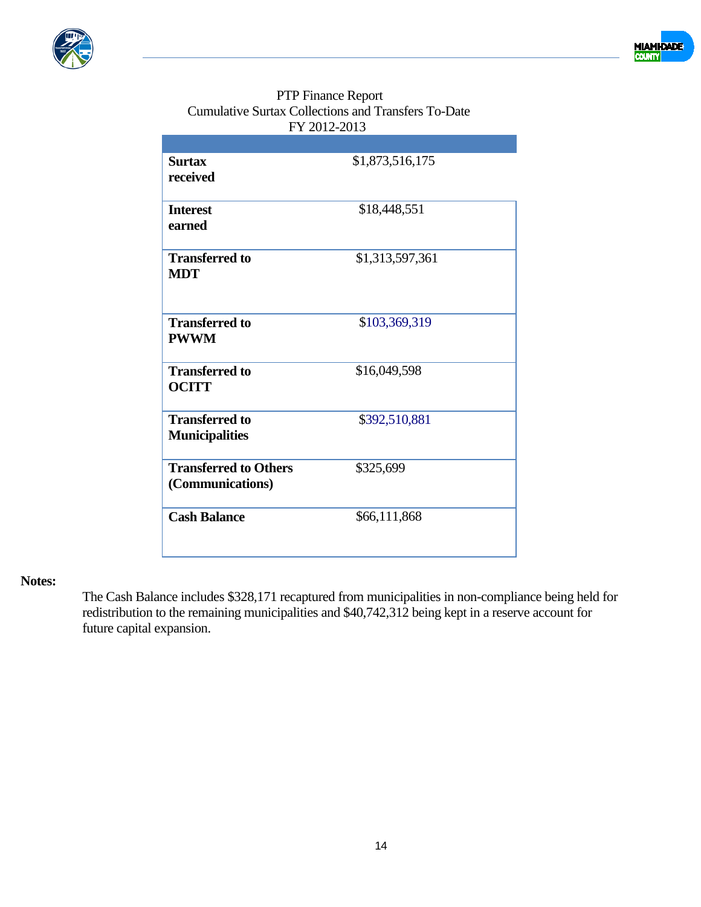PTP Finance Report
Cumulative Surtax Collections and Transfers To-Date
FY 2012-2013

| | |
|---|---|
| **Surtax received** | $1,873,516,175 |
| **Interest earned** | $18,448,551 |
| **Transferred to MDT** | $1,313,597,361 |
| **Transferred to PWWM** | $103,369,319 |
| **Transferred to OCITT** | $16,049,598 |
| **Transferred to Municipalities** | $392,510,881 |
| **Transferred to Others (Communications)** | $325,699 |
| **Cash Balance** | $66,111,868 |

**Notes:**

The Cash Balance includes $328,171 recaptured from municipalities in non-compliance being held for redistribution to the remaining municipalities and $40,742,312 being kept in a reserve account for future capital expansion.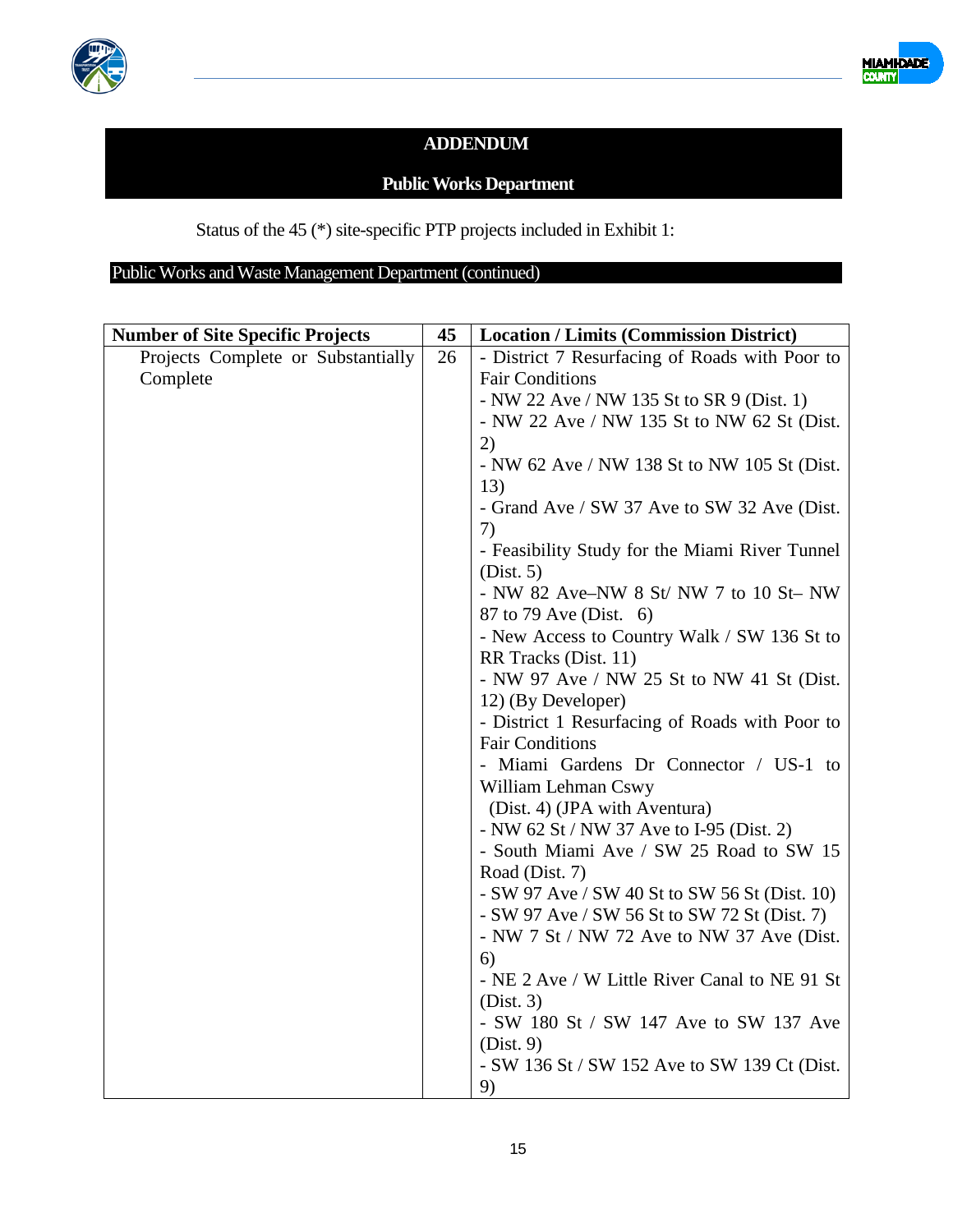## ADDENDUM

## Public Works Department

Status of the 45 (*) site-specific PTP projects included in Exhibit 1:

### Public Works and Waste Management Department (continued)

| Number of Site Specific Projects | 45 | Location / Limits (Commission District) |
|---|---|---|
| Projects Complete or Substantially Complete | 26 | - District 7 Resurfacing of Roads with Poor to Fair Conditions<br>- NW 22 Ave / NW 135 St to SR 9 (Dist. 1)<br>- NW 22 Ave / NW 135 St to NW 62 St (Dist. 2)<br>- NW 62 Ave / NW 138 St to NW 105 St (Dist. 13)<br>- Grand Ave / SW 37 Ave to SW 32 Ave (Dist. 7)<br>- Feasibility Study for the Miami River Tunnel (Dist. 5)<br>- NW 82 Ave–NW 8 St/ NW 7 to 10 St– NW 87 to 79 Ave (Dist. 6)<br>- New Access to Country Walk / SW 136 St to RR Tracks (Dist. 11)<br>- NW 97 Ave / NW 25 St to NW 41 St (Dist. 12) (By Developer)<br>- District 1 Resurfacing of Roads with Poor to Fair Conditions<br>- Miami Gardens Dr Connector / US-1 to William Lehman Cswy (Dist. 4) (JPA with Aventura)<br>- NW 62 St / NW 37 Ave to I-95 (Dist. 2)<br>- South Miami Ave / SW 25 Road to SW 15 Road (Dist. 7)<br>- SW 97 Ave / SW 40 St to SW 56 St (Dist. 10)<br>- SW 97 Ave / SW 56 St to SW 72 St (Dist. 7)<br>- NW 7 St / NW 72 Ave to NW 37 Ave (Dist. 6)<br>- NE 2 Ave / W Little River Canal to NE 91 St (Dist. 3)<br>- SW 180 St / SW 147 Ave to SW 137 Ave (Dist. 9)<br>- SW 136 St / SW 152 Ave to SW 139 Ct (Dist. 9) |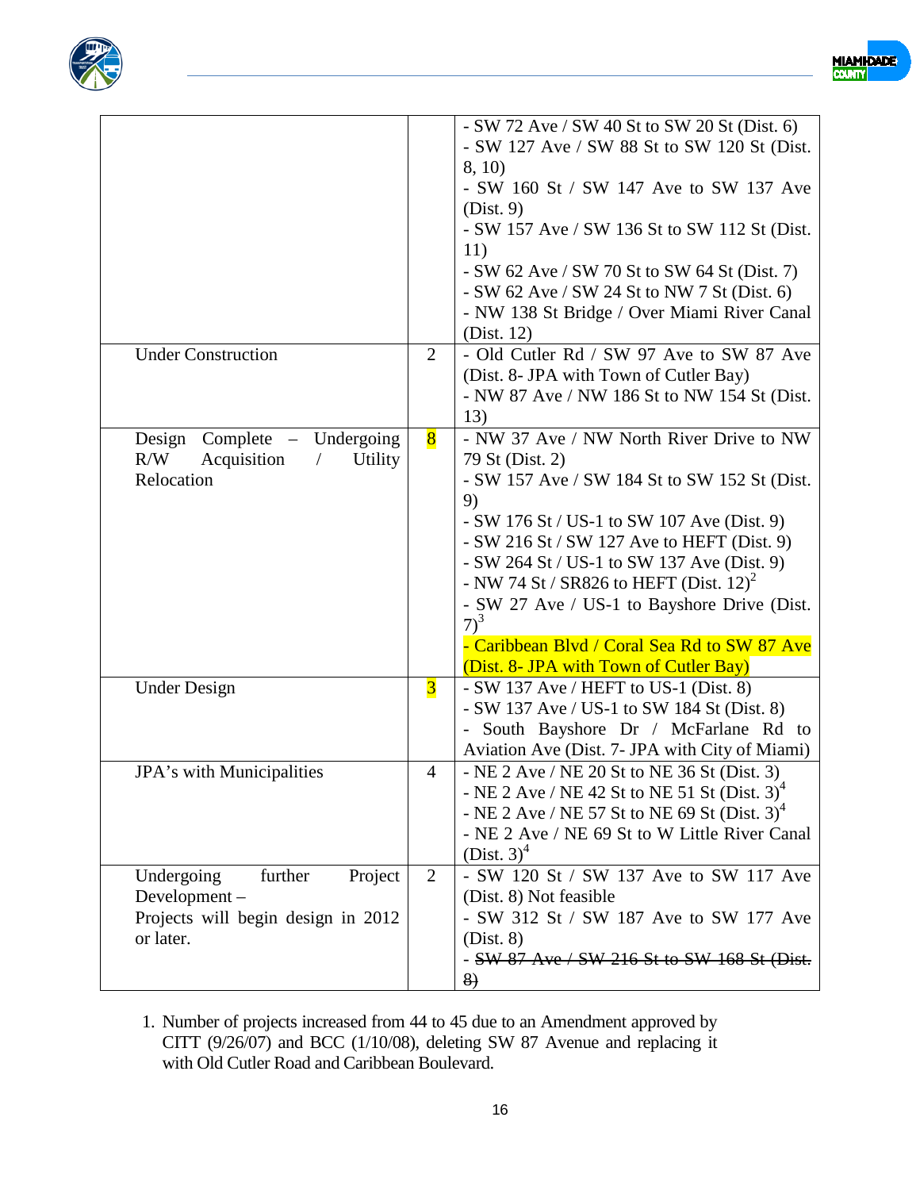| | | |
|---|---|---|
| | | - SW 72 Ave / SW 40 St to SW 20 St (Dist. 6)<br>- SW 127 Ave / SW 88 St to SW 120 St (Dist. 8, 10)<br>- SW 160 St / SW 147 Ave to SW 137 Ave (Dist. 9)<br>- SW 157 Ave / SW 136 St to SW 112 St (Dist. 11)<br>- SW 62 Ave / SW 70 St to SW 64 St (Dist. 7)<br>- SW 62 Ave / SW 24 St to NW 7 St (Dist. 6)<br>- NW 138 St Bridge / Over Miami River Canal (Dist. 12) |
| Under Construction | 2 | - Old Cutler Rd / SW 97 Ave to SW 87 Ave (Dist. 8- JPA with Town of Cutler Bay)<br>- NW 87 Ave / NW 186 St to NW 154 St (Dist. 13) |
| Design Complete – Undergoing R/W Acquisition / Utility Relocation | 8 | - NW 37 Ave / NW North River Drive to NW 79 St (Dist. 2)<br>- SW 157 Ave / SW 184 St to SW 152 St (Dist. 9)<br>- SW 176 St / US-1 to SW 107 Ave (Dist. 9)<br>- SW 216 St / SW 127 Ave to HEFT (Dist. 9)<br>- SW 264 St / US-1 to SW 137 Ave (Dist. 9)<br>- NW 74 St / SR826 to HEFT (Dist. 12)[2]<br>- SW 27 Ave / US-1 to Bayshore Drive (Dist. 7)[3]<br>- Caribbean Blvd / Coral Sea Rd to SW 87 Ave (Dist. 8- JPA with Town of Cutler Bay) |
| Under Design | 3 | - SW 137 Ave / HEFT to US-1 (Dist. 8)<br>- SW 137 Ave / US-1 to SW 184 St (Dist. 8)<br>- South Bayshore Dr / McFarlane Rd to Aviation Ave (Dist. 7- JPA with City of Miami) |
| JPA's with Municipalities | 4 | - NE 2 Ave / NE 20 St to NE 36 St (Dist. 3)<br>- NE 2 Ave / NE 42 St to NE 51 St (Dist. 3)[4]<br>- NE 2 Ave / NE 57 St to NE 69 St (Dist. 3)[4]<br>- NE 2 Ave / NE 69 St to W Little River Canal (Dist. 3)[4] |
| Undergoing further Project Development – Projects will begin design in 2012 or later. | 2 | - SW 120 St / SW 137 Ave to SW 117 Ave (Dist. 8) Not feasible<br>- SW 312 St / SW 187 Ave to SW 177 Ave (Dist. 8)<br>- ~~SW 87 Ave / SW 216 St to SW 168 St (Dist. 8)~~ |

1. Number of projects increased from 44 to 45 due to an Amendment approved by CITT (9/26/07) and BCC (1/10/08), deleting SW 87 Avenue and replacing it with Old Cutler Road and Caribbean Boulevard.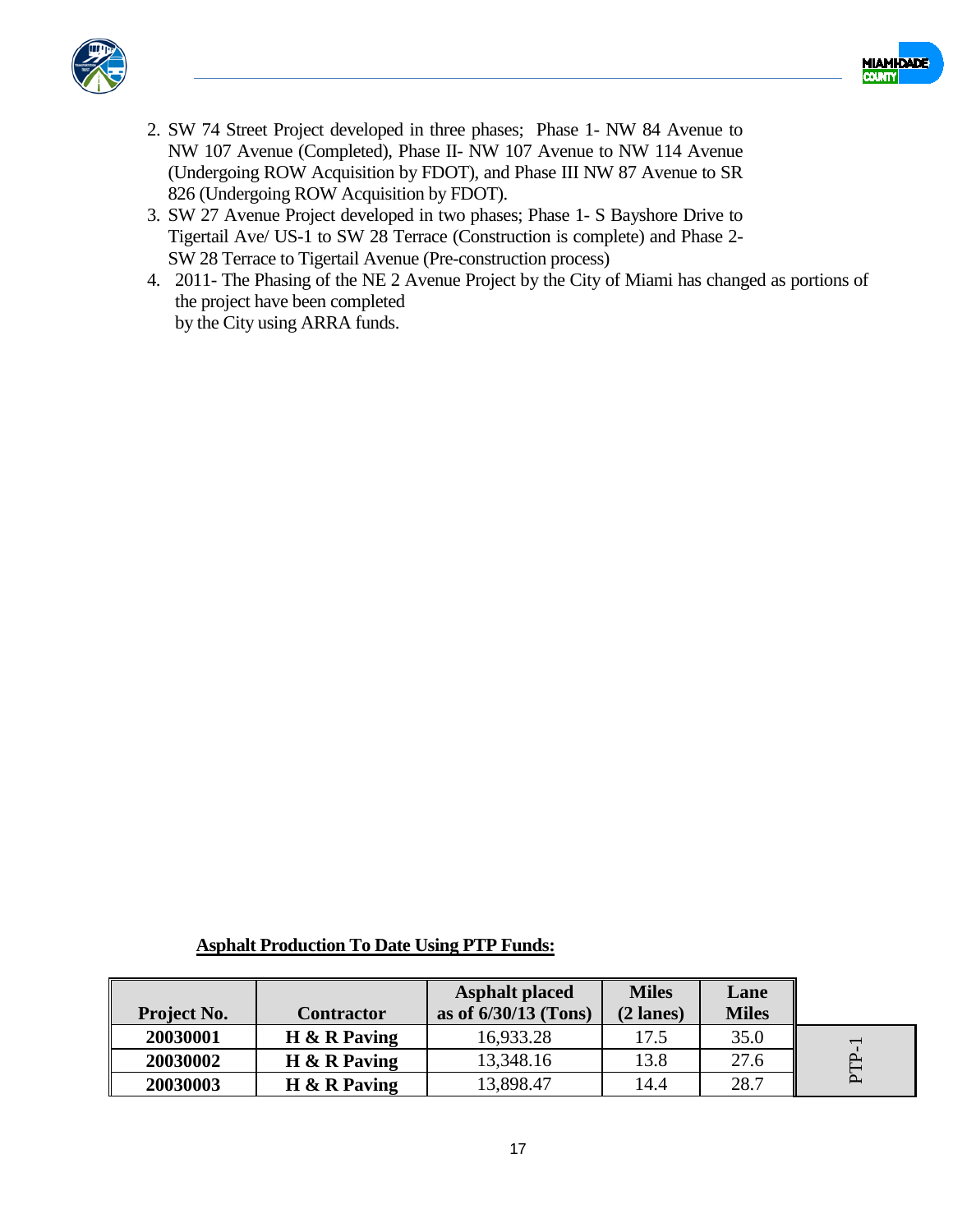2. SW 74 Street Project developed in three phases; Phase 1- NW 84 Avenue to NW 107 Avenue (Completed), Phase II- NW 107 Avenue to NW 114 Avenue (Undergoing ROW Acquisition by FDOT), and Phase III NW 87 Avenue to SR 826 (Undergoing ROW Acquisition by FDOT).
3. SW 27 Avenue Project developed in two phases; Phase 1- S Bayshore Drive to Tigertail Ave/ US-1 to SW 28 Terrace (Construction is complete) and Phase 2- SW 28 Terrace to Tigertail Avenue (Pre-construction process)
4. 2011- The Phasing of the NE 2 Avenue Project by the City of Miami has changed as portions of the project have been completed by the City using ARRA funds.

**Asphalt Production To Date Using PTP Funds:**

| Project No. | Contractor | Asphalt placed as of 6/30/13 (Tons) | Miles (2 lanes) | Lane Miles |
|---|---|---|---|---|
| **20030001** | **H & R Paving** | 16,933.28 | 17.5 | 35.0 |
| **20030002** | **H & R Paving** | 13,348.16 | 13.8 | 27.6 |
| **20030003** | **H & R Paving** | 13,898.47 | 14.4 | 28.7 |

PTP-1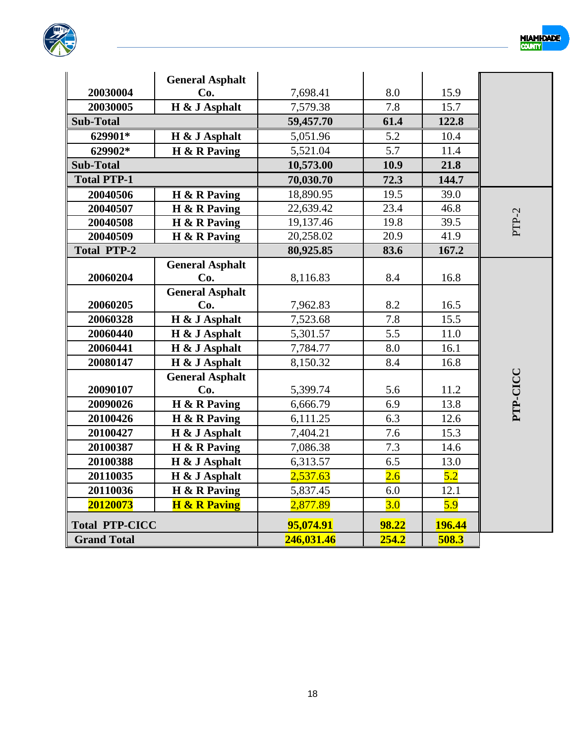| | | | | | |
|---|---|---|---|---|---|
| 20030004 | General Asphalt Co. | 7,698.41 | 8.0 | 15.9 | |
| 20030005 | H & J Asphalt | 7,579.38 | 7.8 | 15.7 | |
| **Sub-Total** | | **59,457.70** | **61.4** | **122.8** | |
| 629901* | H & J Asphalt | 5,051.96 | 5.2 | 10.4 | |
| 629902* | H & R Paving | 5,521.04 | 5.7 | 11.4 | |
| **Sub-Total** | | **10,573.00** | **10.9** | **21.8** | |
| **Total PTP-1** | | **70,030.70** | **72.3** | **144.7** | |
| 20040506 | H & R Paving | 18,890.95 | 19.5 | 39.0 | PTP-2 |
| 20040507 | H & R Paving | 22,639.42 | 23.4 | 46.8 | |
| 20040508 | H & R Paving | 19,137.46 | 19.8 | 39.5 | |
| 20040509 | H & R Paving | 20,258.02 | 20.9 | 41.9 | |
| **Total PTP-2** | | **80,925.85** | **83.6** | **167.2** | |
| 20060204 | General Asphalt Co. | 8,116.83 | 8.4 | 16.8 | **PTP-CICC** |
| 20060205 | General Asphalt Co. | 7,962.83 | 8.2 | 16.5 | |
| 20060328 | H & J Asphalt | 7,523.68 | 7.8 | 15.5 | |
| 20060440 | H & J Asphalt | 5,301.57 | 5.5 | 11.0 | |
| 20060441 | H & J Asphalt | 7,784.77 | 8.0 | 16.1 | |
| 20080147 | H & J Asphalt | 8,150.32 | 8.4 | 16.8 | |
| 20090107 | General Asphalt Co. | 5,399.74 | 5.6 | 11.2 | |
| 20090026 | H & R Paving | 6,666.79 | 6.9 | 13.8 | |
| 20100426 | H & R Paving | 6,111.25 | 6.3 | 12.6 | |
| 20100427 | H & J Asphalt | 7,404.21 | 7.6 | 15.3 | |
| 20100387 | H & R Paving | 7,086.38 | 7.3 | 14.6 | |
| 20100388 | H & J Asphalt | 6,313.57 | 6.5 | 13.0 | |
| 20110035 | H & J Asphalt | 2,537.63 | 2.6 | 5.2 | |
| 20110036 | H & R Paving | 5,837.45 | 6.0 | 12.1 | |
| 20120073 | H & R Paving | 2,877.89 | 3.0 | 5.9 | |
| **Total PTP-CICC** | | **95,074.91** | **98.22** | **196.44** | |
| **Grand Total** | | **246,031.46** | **254.2** | **508.3** | |